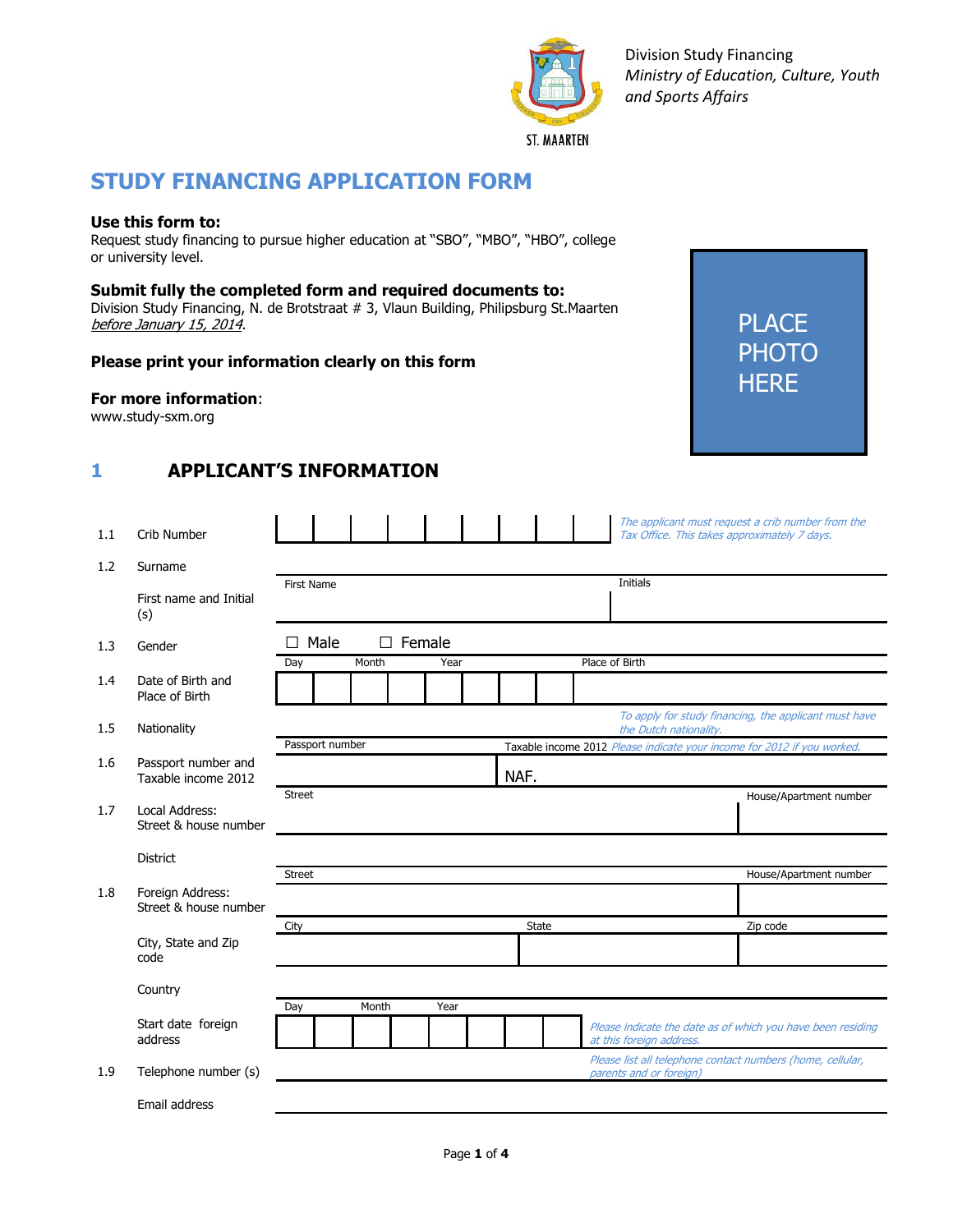Division Study Financing
*Ministry of Education, Culture, Youth and Sports Affairs*

ST. MAARTEN

# STUDY FINANCING APPLICATION FORM

**Use this form to:**
Request study financing to pursue higher education at "SBO", "MBO", "HBO", college or university level.

**Submit fully the completed form and required documents to:**
Division Study Financing, N. de Brotstraat # 3, Vlaun Building, Philipsburg St.Maarten
*before January 15, 2014*.

**Please print your information clearly on this form**

**For more information**:
www.study-sxm.org

PLACE PHOTO HERE

## 1 APPLICANT'S INFORMATION

| | | | |
|---|---|---|---|
| 1.1 | Crib Number | ☐☐☐☐☐☐☐☐☐ | *The applicant must request a crib number from the Tax Office. This takes approximately 7 days.* |
| 1.2 | Surname | | |
| | First name and Initial (s) | First Name: | Initials: |
| 1.3 | Gender | ☐ Male ☐ Female | |
| 1.4 | Date of Birth and Place of Birth | Day / Month / Year | Place of Birth |
| 1.5 | Nationality | | *To apply for study financing, the applicant must have the Dutch nationality.* |
| 1.6 | Passport number and Taxable income 2012 | Passport number | Taxable income 2012 *Please indicate your income for 2012 if you worked.* NAF. |
| 1.7 | Local Address: Street & house number | Street | House/Apartment number |
| | District | | |
| 1.8 | Foreign Address: Street & house number | Street | House/Apartment number |
| | City, State and Zip code | City / State | Zip code |
| | Country | | |
| | Start date foreign address | Day / Month / Year | *Please indicate the date as of which you have been residing at this foreign address.* |
| 1.9 | Telephone number (s) | | *Please list all telephone contact numbers (home, cellular, parents and or foreign)* |
| | Email address | | |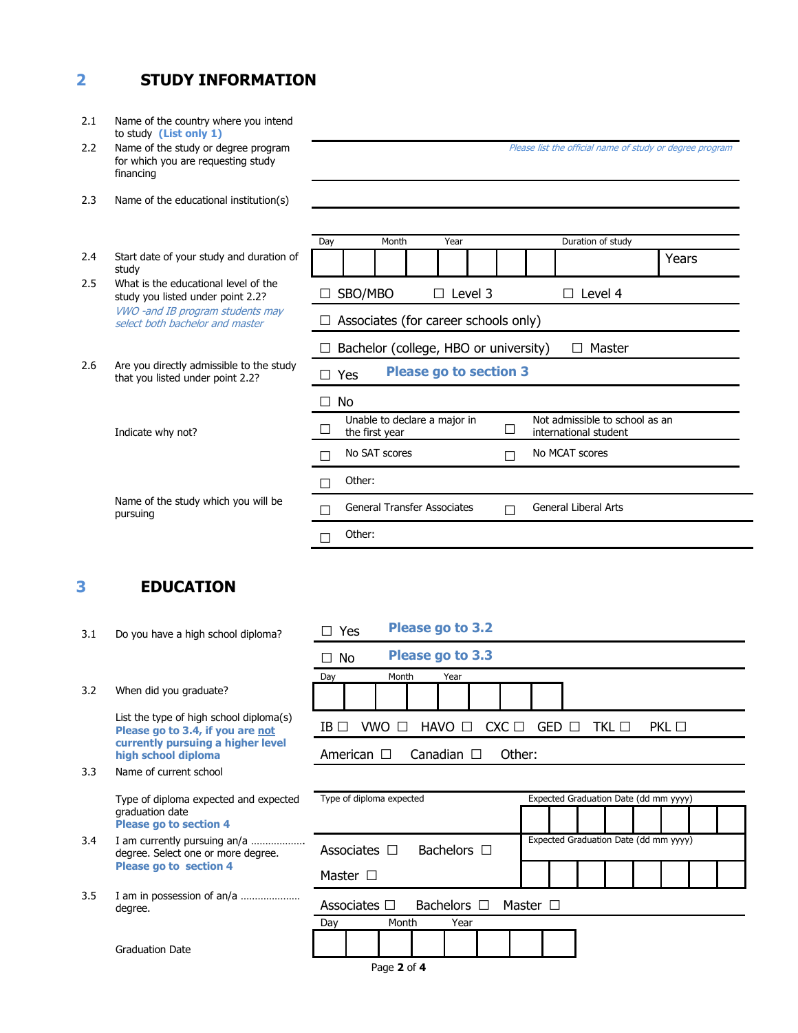## 2 STUDY INFORMATION

2.1 Name of the country where you intend to study **(List only 1)**

2.2 Name of the study or degree program for which you are requesting study financing

*Please list the official name of study or degree program*

2.3 Name of the educational institution(s)

2.4 Start date of your study and duration of study

| Day | | Month | | Year | | | | Duration of study | |
|---|---|---|---|---|---|---|---|---|---|
| | | | | | | | | | Years |

2.5 What is the educational level of the study you listed under point 2.2?
*VWO -and IB program students may select both bachelor and master*

☐ SBO/MBO ☐ Level 3 ☐ Level 4

☐ Associates (for career schools only)

☐ Bachelor (college, HBO or university) ☐ Master

2.6 Are you directly admissible to the study that you listed under point 2.2?

☐ Yes **Please go to section 3**

☐ No

Indicate why not?

☐ Unable to declare a major in the first year ☐ Not admissible to school as an international student

☐ No SAT scores ☐ No MCAT scores

☐ Other:

Name of the study which you will be pursuing

☐ General Transfer Associates ☐ General Liberal Arts

☐ Other:

## 3 EDUCATION

3.1 Do you have a high school diploma?

☐ Yes **Please go to 3.2**

☐ No **Please go to 3.3**

3.2 When did you graduate?

| Day | | Month | | Year | | | |
|---|---|---|---|---|---|---|---|
| | | | | | | | |

List the type of high school diploma(s)
**Please go to 3.4, if you are not currently pursuing a higher level high school diploma**

IB ☐ VWO ☐ HAVO ☐ CXC ☐ GED ☐ TKL ☐ PKL ☐

American ☐ Canadian ☐ Other:

3.3 Name of current school

Type of diploma expected and expected graduation date
**Please go to section 4**

| Type of diploma expected | Expected Graduation Date (dd mm yyyy) |
|---|---|
| | |

3.4 I am currently pursuing an/a .................. degree. Select one or more degree.
**Please go to section 4**

Associates ☐ Bachelors ☐

Master ☐

Expected Graduation Date (dd mm yyyy)

3.5 I am in possession of an/a .................... degree.

Associates ☐ Bachelors ☐ Master ☐

Graduation Date

| Day | | Month | | Year | | | |
|---|---|---|---|---|---|---|---|
| | | | | | | | |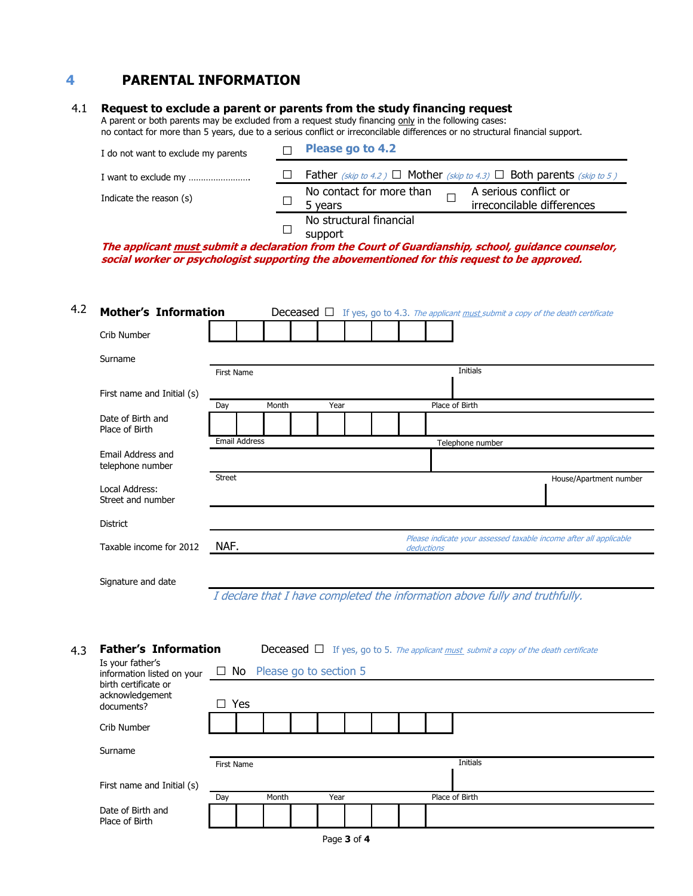# 4 PARENTAL INFORMATION

## 4.1 Request to exclude a parent or parents from the study financing request

A parent or both parents may be excluded from a request study financing request only in the following cases: no contact for more than 5 years, due to a serious conflict or irreconcilable differences or no structural financial support.

| | |
|---|---|
| I do not want to exclude my parents | ☐ **Please go to 4.2** |
| I want to exclude my …………………… | ☐ Father *(skip to 4.2 )* ☐ Mother *(skip to 4.3)* ☐ Both parents *(skip to 5 )* |
| Indicate the reason (s) | ☐ No contact for more than 5 years ☐ A serious conflict or irreconcilable differences |
| | ☐ No structural financial support |

***The applicant must submit a declaration from the Court of Guardianship, school, guidance counselor, social worker or psychologist supporting the abovementioned for this request to be approved.***

## 4.2 Mother's Information

Deceased ☐ If yes, go to 4.3. *The applicant must submit a copy of the death certificate*

| | |
|---|---|
| Crib Number | |
| Surname | |
| First name and Initial (s) | First Name / Initials |
| Date of Birth and Place of Birth | Day / Month / Year / Place of Birth |
| Email Address and telephone number | Email Address / Telephone number |
| Local Address: Street and number | Street / House/Apartment number |
| District | |
| Taxable income for 2012 | NAF. *Please indicate your assessed taxable income after all applicable deductions* |
| Signature and date | |

*I declare that I have completed the information above fully and truthfully.*

## 4.3 Father's Information

Deceased ☐ If yes, go to 5. *The applicant must submit a copy of the death certificate*

| | |
|---|---|
| Is your father's information listed on your birth certificate or acknowledgement documents? | ☐ No Please go to section 5 |
| | ☐ Yes |
| Crib Number | |
| Surname | |
| First name and Initial (s) | First Name / Initials |
| Date of Birth and Place of Birth | Day / Month / Year / Place of Birth |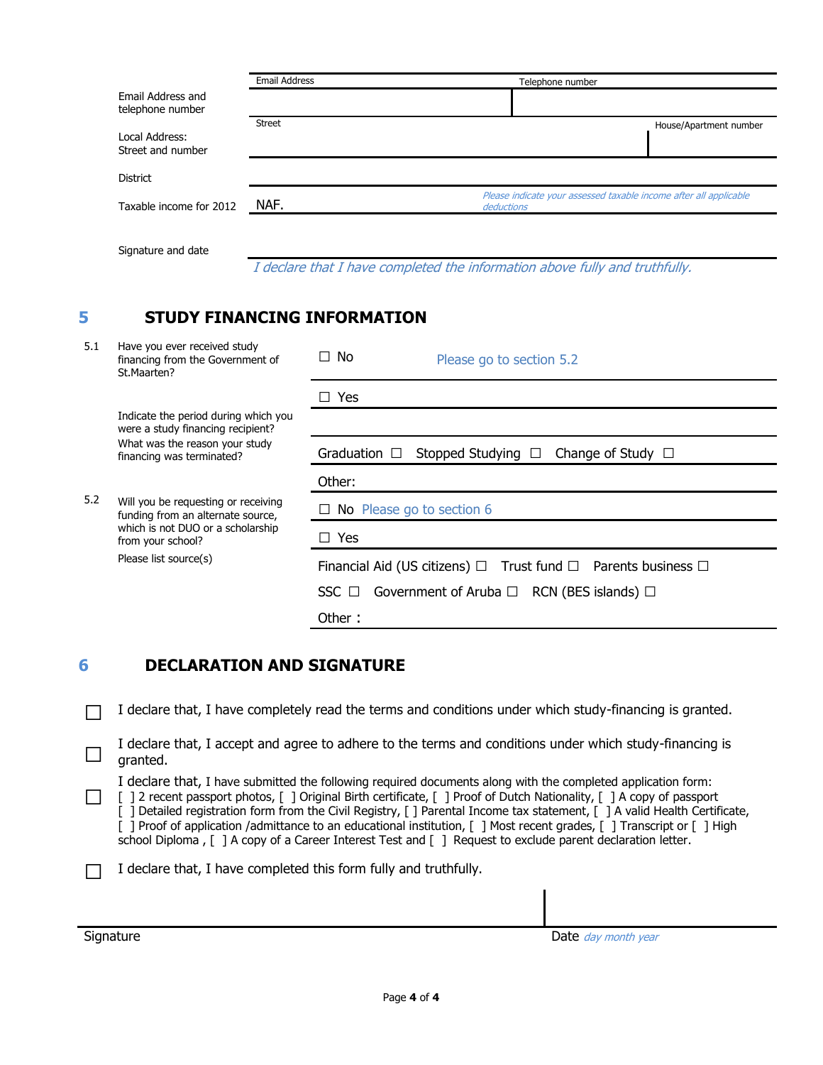| | | |
|---|---|---|
| Email Address and telephone number | Email Address | Telephone number |
| Local Address: Street and number | Street | House/Apartment number |
| District | | |
| Taxable income for 2012 | NAF. | *Please indicate your assessed taxable income after all applicable deductions* |
| Signature and date | | |

*I declare that I have completed the information above fully and truthfully.*

## 5 STUDY FINANCING INFORMATION

| | | |
|---|---|---|
| 5.1 | Have you ever received study financing from the Government of St.Maarten? | ☐ No Please go to section 5.2 |
| | | ☐ Yes |
| | Indicate the period during which you were a study financing recipient? | |
| | What was the reason your study financing was terminated? | Graduation ☐ Stopped Studying ☐ Change of Study ☐ |
| | | Other: |
| 5.2 | Will you be requesting or receiving funding from an alternate source, which is not DUO or a scholarship from your school? | ☐ No Please go to section 6 |
| | | ☐ Yes |
| | Please list source(s) | Financial Aid (US citizens) ☐ Trust fund ☐ Parents business ☐ |
| | | SSC ☐ Government of Aruba ☐ RCN (BES islands) ☐ |
| | | Other : |

## 6 DECLARATION AND SIGNATURE

☐ I declare that, I have completely read the terms and conditions under which study-financing is granted.

☐ I declare that, I accept and agree to adhere to the terms and conditions under which study-financing is granted.

☐ I declare that, I have submitted the following required documents along with the completed application form: [ ] 2 recent passport photos, [ ] Original Birth certificate, [ ] Proof of Dutch Nationality, [ ] A copy of passport [ ] Detailed registration form from the Civil Registry, [ ] Parental Income tax statement, [ ] A valid Health Certificate, [ ] Proof of application /admittance to an educational institution, [ ] Most recent grades, [ ] Transcript or [ ] High school Diploma , [ ] A copy of a Career Interest Test and [ ] Request to exclude parent declaration letter.

☐ I declare that, I have completed this form fully and truthfully.

| | |
|---|---|
| Signature | Date *day month year* |